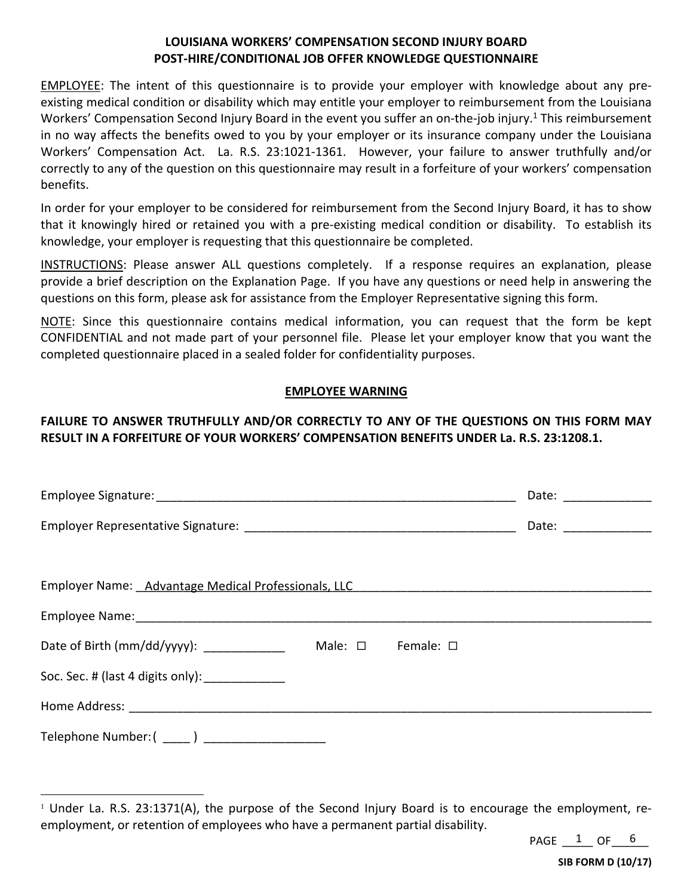# LOUISIANA WORKERS' COMPENSATION SECOND INJURY BOARD
## POST-HIRE/CONDITIONAL JOB OFFER KNOWLEDGE QUESTIONNAIRE

EMPLOYEE: The intent of this questionnaire is to provide your employer with knowledge about any pre-existing medical condition or disability which may entitle your employer to reimbursement from the Louisiana Workers' Compensation Second Injury Board in the event you suffer an on-the-job injury.[1] This reimbursement in no way affects the benefits owed to you by your employer or its insurance company under the Louisiana Workers' Compensation Act. La. R.S. 23:1021-1361. However, your failure to answer truthfully and/or correctly to any of the question on this questionnaire may result in a forfeiture of your workers' compensation benefits.

In order for your employer to be considered for reimbursement from the Second Injury Board, it has to show that it knowingly hired or retained you with a pre-existing medical condition or disability. To establish its knowledge, your employer is requesting that this questionnaire be completed.

INSTRUCTIONS: Please answer ALL questions completely. If a response requires an explanation, please provide a brief description on the Explanation Page. If you have any questions or need help in answering the questions on this form, please ask for assistance from the Employer Representative signing this form.

NOTE: Since this questionnaire contains medical information, you can request that the form be kept CONFIDENTIAL and not made part of your personnel file. Please let your employer know that you want the completed questionnaire placed in a sealed folder for confidentiality purposes.

### EMPLOYEE WARNING

**FAILURE TO ANSWER TRUTHFULLY AND/OR CORRECTLY TO ANY OF THE QUESTIONS ON THIS FORM MAY RESULT IN A FORFEITURE OF YOUR WORKERS' COMPENSATION BENEFITS UNDER La. R.S. 23:1208.1.**

Employee Signature: ______________________________________________ Date: ____________

Employer Representative Signature: ________________________________ Date: ____________

Employer Name: Advantage Medical Professionals, LLC

Employee Name: ____________________________________________________________

Date of Birth (mm/dd/yyyy): ____________ Male: ☐ Female: ☐

Soc. Sec. # (last 4 digits only): ____________

Home Address: ____________________________________________________________

Telephone Number: ( ____ ) __________________

[1] Under La. R.S. 23:1371(A), the purpose of the Second Injury Board is to encourage the employment, re-employment, or retention of employees who have a permanent partial disability.

SIB FORM D (10/17)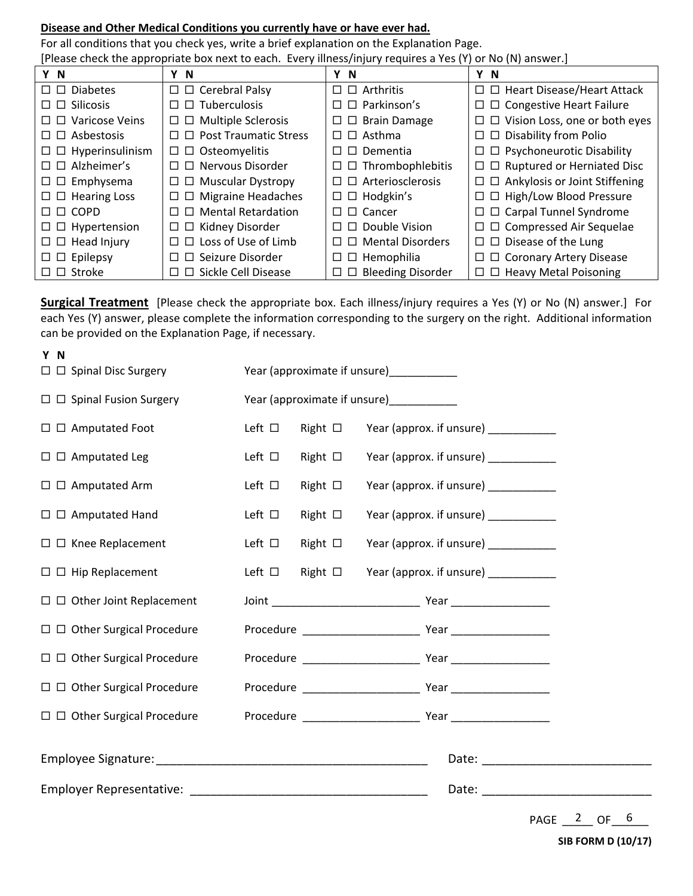**Disease and Other Medical Conditions you currently have or have ever had.**

For all conditions that you check yes, write a brief explanation on the Explanation Page.
[Please check the appropriate box next to each. Every illness/injury requires a Yes (Y) or No (N) answer.]

| Y N | Y N | Y N | Y N |
|---|---|---|---|
| ☐ ☐ Diabetes | ☐ ☐ Cerebral Palsy | ☐ ☐ Arthritis | ☐ ☐ Heart Disease/Heart Attack |
| ☐ ☐ Silicosis | ☐ ☐ Tuberculosis | ☐ ☐ Parkinson's | ☐ ☐ Congestive Heart Failure |
| ☐ ☐ Varicose Veins | ☐ ☐ Multiple Sclerosis | ☐ ☐ Brain Damage | ☐ ☐ Vision Loss, one or both eyes |
| ☐ ☐ Asbestosis | ☐ ☐ Post Traumatic Stress | ☐ ☐ Asthma | ☐ ☐ Disability from Polio |
| ☐ ☐ Hyperinsulinism | ☐ ☐ Osteomyelitis | ☐ ☐ Dementia | ☐ ☐ Psychoneurotic Disability |
| ☐ ☐ Alzheimer's | ☐ ☐ Nervous Disorder | ☐ ☐ Thrombophlebitis | ☐ ☐ Ruptured or Herniated Disc |
| ☐ ☐ Emphysema | ☐ ☐ Muscular Dystropy | ☐ ☐ Arteriosclerosis | ☐ ☐ Ankylosis or Joint Stiffening |
| ☐ ☐ Hearing Loss | ☐ ☐ Migraine Headaches | ☐ ☐ Hodgkin's | ☐ ☐ High/Low Blood Pressure |
| ☐ ☐ COPD | ☐ ☐ Mental Retardation | ☐ ☐ Cancer | ☐ ☐ Carpal Tunnel Syndrome |
| ☐ ☐ Hypertension | ☐ ☐ Kidney Disorder | ☐ ☐ Double Vision | ☐ ☐ Compressed Air Sequelae |
| ☐ ☐ Head Injury | ☐ ☐ Loss of Use of Limb | ☐ ☐ Mental Disorders | ☐ ☐ Disease of the Lung |
| ☐ ☐ Epilepsy | ☐ ☐ Seizure Disorder | ☐ ☐ Hemophilia | ☐ ☐ Coronary Artery Disease |
| ☐ ☐ Stroke | ☐ ☐ Sickle Cell Disease | ☐ ☐ Bleeding Disorder | ☐ ☐ Heavy Metal Poisoning |

**Surgical Treatment** [Please check the appropriate box. Each illness/injury requires a Yes (Y) or No (N) answer.] For each Yes (Y) answer, please complete the information corresponding to the surgery on the right. Additional information can be provided on the Explanation Page, if necessary.

**Y N**

☐ ☐ Spinal Disc Surgery — Year (approximate if unsure)___________

☐ ☐ Spinal Fusion Surgery — Year (approximate if unsure)___________

☐ ☐ Amputated Foot — Left ☐ Right ☐ Year (approx. if unsure) ___________

☐ ☐ Amputated Leg — Left ☐ Right ☐ Year (approx. if unsure) ___________

☐ ☐ Amputated Arm — Left ☐ Right ☐ Year (approx. if unsure) ___________

☐ ☐ Amputated Hand — Left ☐ Right ☐ Year (approx. if unsure) ___________

☐ ☐ Knee Replacement — Left ☐ Right ☐ Year (approx. if unsure) ___________

☐ ☐ Hip Replacement — Left ☐ Right ☐ Year (approx. if unsure) ___________

☐ ☐ Other Joint Replacement — Joint ________________________ Year ________________

☐ ☐ Other Surgical Procedure — Procedure ___________________ Year ________________

☐ ☐ Other Surgical Procedure — Procedure ___________________ Year ________________

☐ ☐ Other Surgical Procedure — Procedure ___________________ Year ________________

☐ ☐ Other Surgical Procedure — Procedure ___________________ Year ________________

Employee Signature:_________________________________________ Date: _________________________

Employer Representative: ____________________________________ Date: _________________________

**SIB FORM D (10/17)**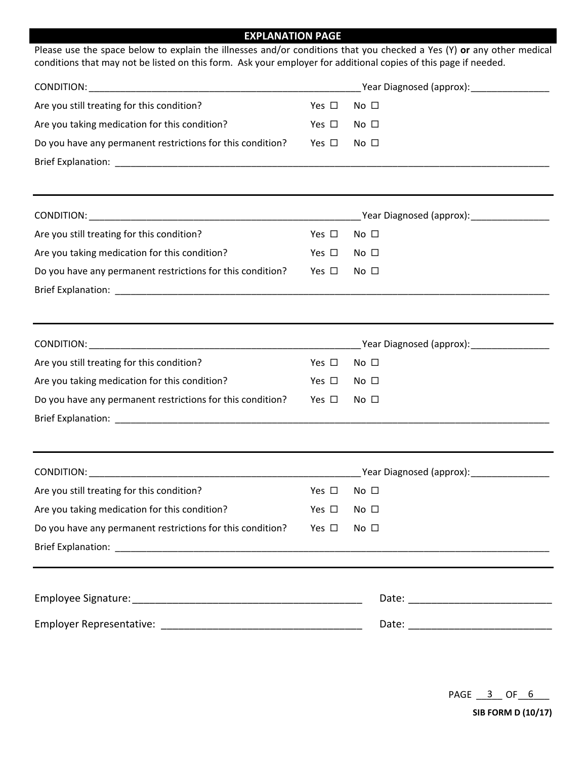## EXPLANATION PAGE

Please use the space below to explain the illnesses and/or conditions that you checked a Yes (Y) **or** any other medical conditions that may not be listed on this form. Ask your employer for additional copies of this page if needed.

CONDITION: ______________________________________________________ Year Diagnosed (approx): _______________

Are you still treating for this condition? Yes ☐ No ☐

Are you taking medication for this condition? Yes ☐ No ☐

Do you have any permanent restrictions for this condition? Yes ☐ No ☐

Brief Explanation: ________________________________________________________________________________________

---

CONDITION: ______________________________________________________ Year Diagnosed (approx): _______________

Are you still treating for this condition? Yes ☐ No ☐

Are you taking medication for this condition? Yes ☐ No ☐

Do you have any permanent restrictions for this condition? Yes ☐ No ☐

Brief Explanation: ________________________________________________________________________________________

---

CONDITION: ______________________________________________________ Year Diagnosed (approx): _______________

Are you still treating for this condition? Yes ☐ No ☐

Are you taking medication for this condition? Yes ☐ No ☐

Do you have any permanent restrictions for this condition? Yes ☐ No ☐

Brief Explanation: ________________________________________________________________________________________

---

CONDITION: ______________________________________________________ Year Diagnosed (approx): _______________

Are you still treating for this condition? Yes ☐ No ☐

Are you taking medication for this condition? Yes ☐ No ☐

Do you have any permanent restrictions for this condition? Yes ☐ No ☐

Brief Explanation: ________________________________________________________________________________________

---

Employee Signature: ________________________________________ Date: _________________________

Employer Representative: ___________________________________ Date: _________________________

SIB FORM D (10/17)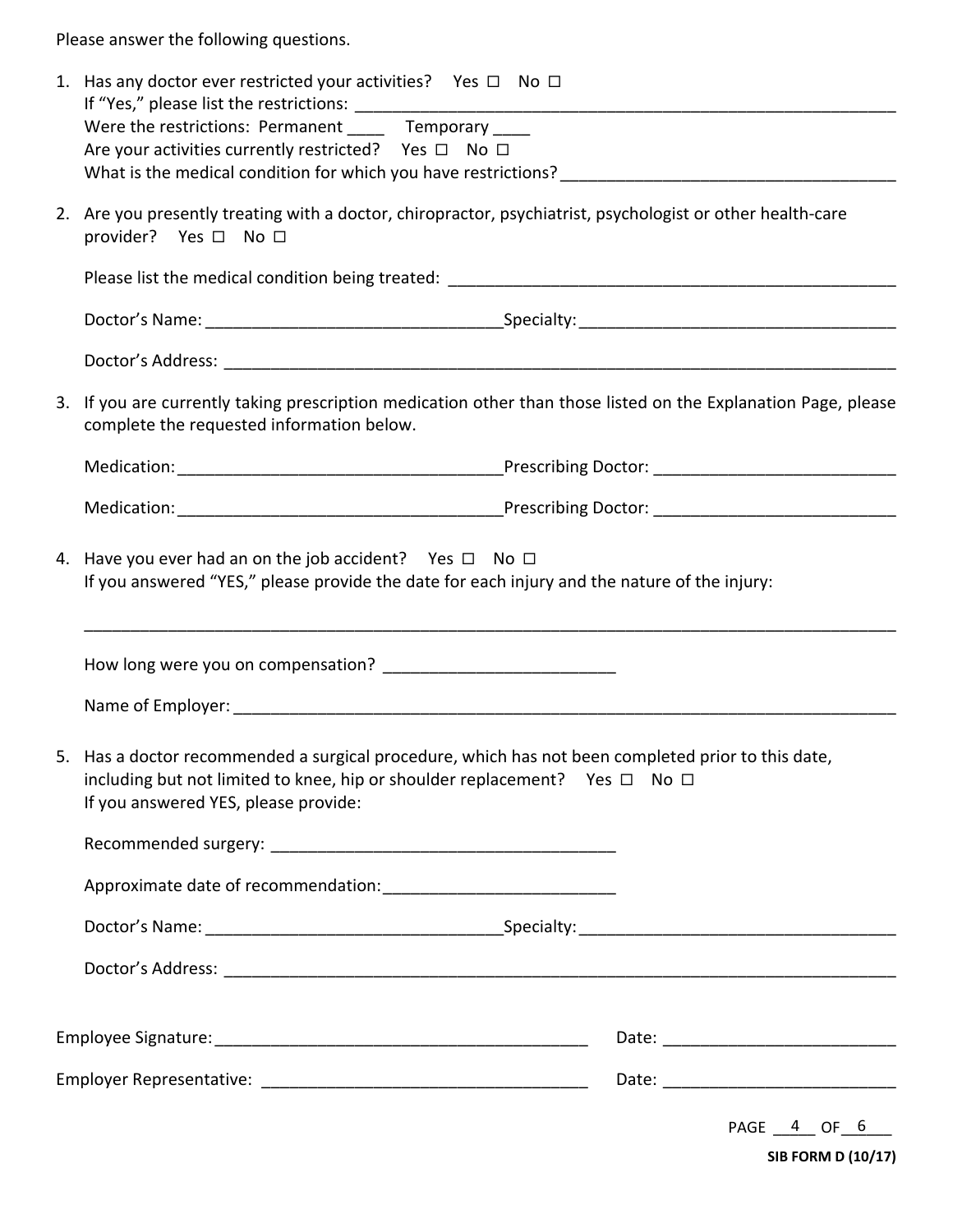Please answer the following questions.

1. Has any doctor ever restricted your activities? Yes ☐ No ☐
   If "Yes," please list the restrictions: ____________________________________________________________
   Were the restrictions: Permanent ____ Temporary ____
   Are your activities currently restricted? Yes ☐ No ☐
   What is the medical condition for which you have restrictions? ____________________________________

2. Are you presently treating with a doctor, chiropractor, psychiatrist, psychologist or other health-care provider? Yes ☐ No ☐

   Please list the medical condition being treated: ________________________________________________

   Doctor's Name: ________________________________ Specialty: __________________________________

   Doctor's Address: _____________________________________________________________________________

3. If you are currently taking prescription medication other than those listed on the Explanation Page, please complete the requested information below.

   Medication: ___________________________________ Prescribing Doctor: __________________________

   Medication: ___________________________________ Prescribing Doctor: __________________________

4. Have you ever had an on the job accident? Yes ☐ No ☐
   If you answered "YES," please provide the date for each injury and the nature of the injury:

   ________________________________________________________________________________________________

   How long were you on compensation? _________________________

   Name of Employer: ______________________________________________________________________________

5. Has a doctor recommended a surgical procedure, which has not been completed prior to this date, including but not limited to knee, hip or shoulder replacement? Yes ☐ No ☐
   If you answered YES, please provide:

   Recommended surgery: ______________________________________

   Approximate date of recommendation: _________________________

   Doctor's Name: ________________________________ Specialty: __________________________________

   Doctor's Address: _____________________________________________________________________________

Employee Signature: __________________________________________ Date: _________________________

Employer Representative: ____________________________________ Date: _________________________

SIB FORM D (10/17)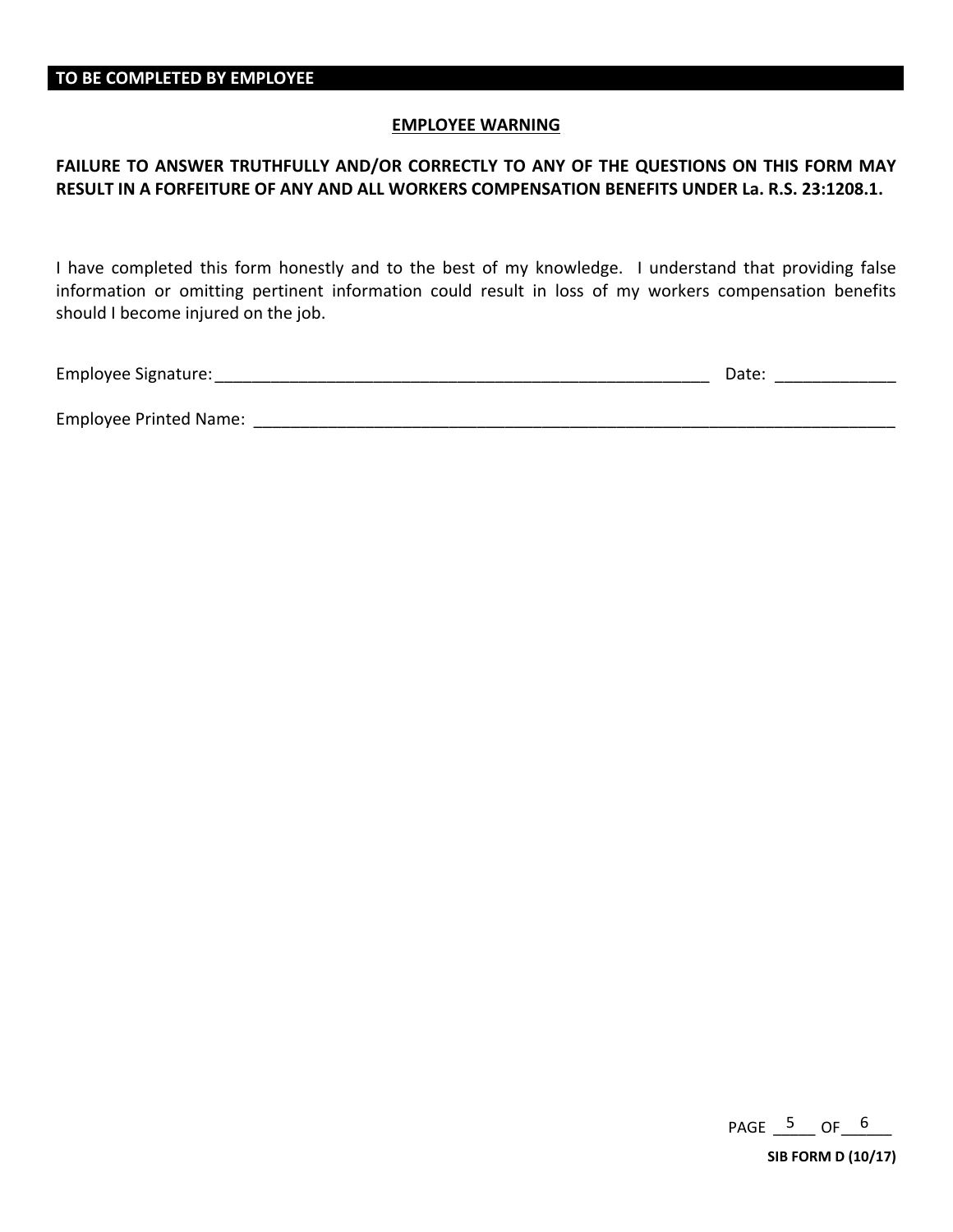**TO BE COMPLETED BY EMPLOYEE**

## EMPLOYEE WARNING

**FAILURE TO ANSWER TRUTHFULLY AND/OR CORRECTLY TO ANY OF THE QUESTIONS ON THIS FORM MAY RESULT IN A FORFEITURE OF ANY AND ALL WORKERS COMPENSATION BENEFITS UNDER La. R.S. 23:1208.1.**

I have completed this form honestly and to the best of my knowledge. I understand that providing false information or omitting pertinent information could result in loss of my workers compensation benefits should I become injured on the job.

Employee Signature:_______________________________________________________ Date: _____________

Employee Printed Name: ______________________________________________________________________

**SIB FORM D (10/17)**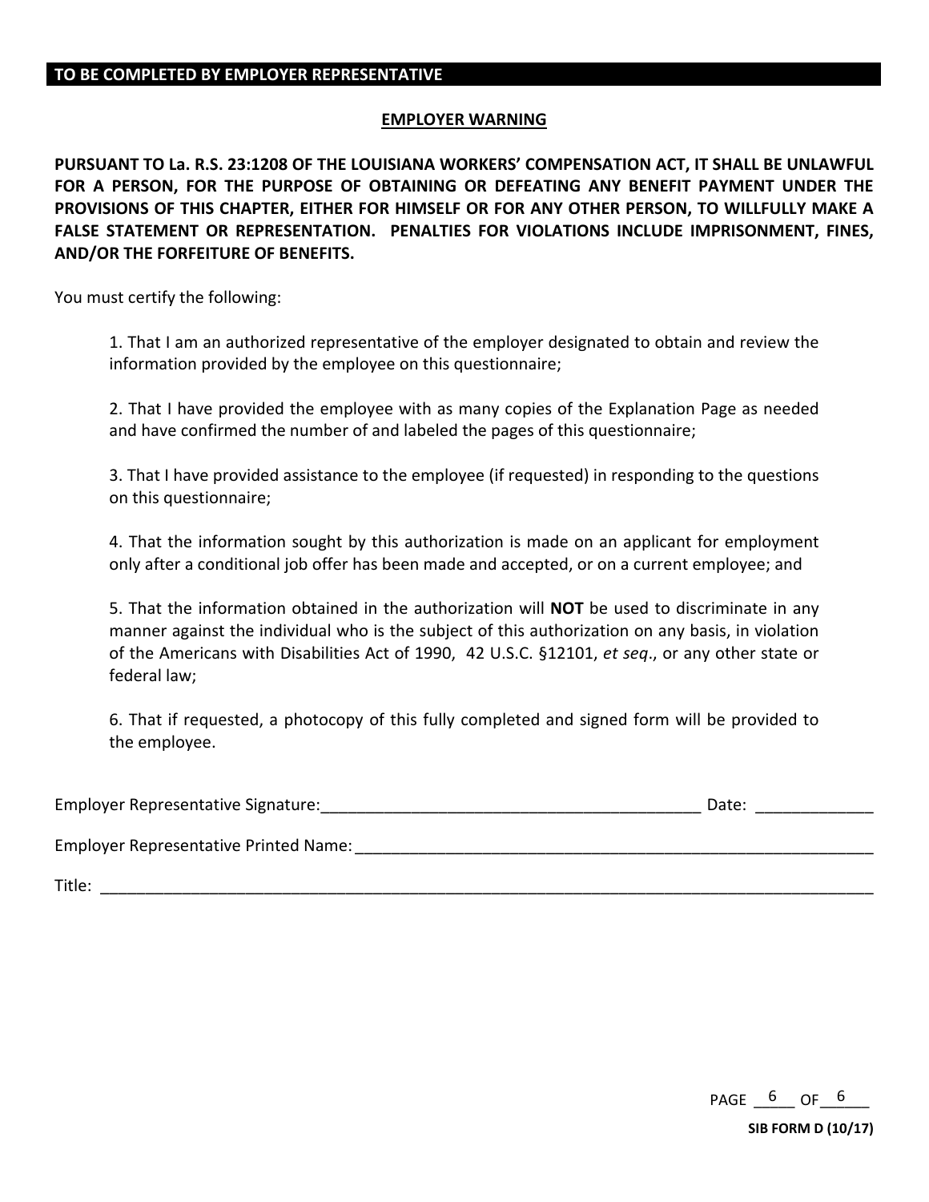## TO BE COMPLETED BY EMPLOYER REPRESENTATIVE

### EMPLOYER WARNING

**PURSUANT TO La. R.S. 23:1208 OF THE LOUISIANA WORKERS' COMPENSATION ACT, IT SHALL BE UNLAWFUL FOR A PERSON, FOR THE PURPOSE OF OBTAINING OR DEFEATING ANY BENEFIT PAYMENT UNDER THE PROVISIONS OF THIS CHAPTER, EITHER FOR HIMSELF OR FOR ANY OTHER PERSON, TO WILLFULLY MAKE A FALSE STATEMENT OR REPRESENTATION. PENALTIES FOR VIOLATIONS INCLUDE IMPRISONMENT, FINES, AND/OR THE FORFEITURE OF BENEFITS.**

You must certify the following:

1. That I am an authorized representative of the employer designated to obtain and review the information provided by the employee on this questionnaire;

2. That I have provided the employee with as many copies of the Explanation Page as needed and have confirmed the number of and labeled the pages of this questionnaire;

3. That I have provided assistance to the employee (if requested) in responding to the questions on this questionnaire;

4. That the information sought by this authorization is made on an applicant for employment only after a conditional job offer has been made and accepted, or on a current employee; and

5. That the information obtained in the authorization will **NOT** be used to discriminate in any manner against the individual who is the subject of this authorization on any basis, in violation of the Americans with Disabilities Act of 1990, 42 U.S.C. §12101, *et seq*., or any other state or federal law;

6. That if requested, a photocopy of this fully completed and signed form will be provided to the employee.

Employer Representative Signature:__________________________________________ Date: _____________

Employer Representative Printed Name: ___________________________________________________________

Title: _______________________________________________________________________________________

**SIB FORM D (10/17)**